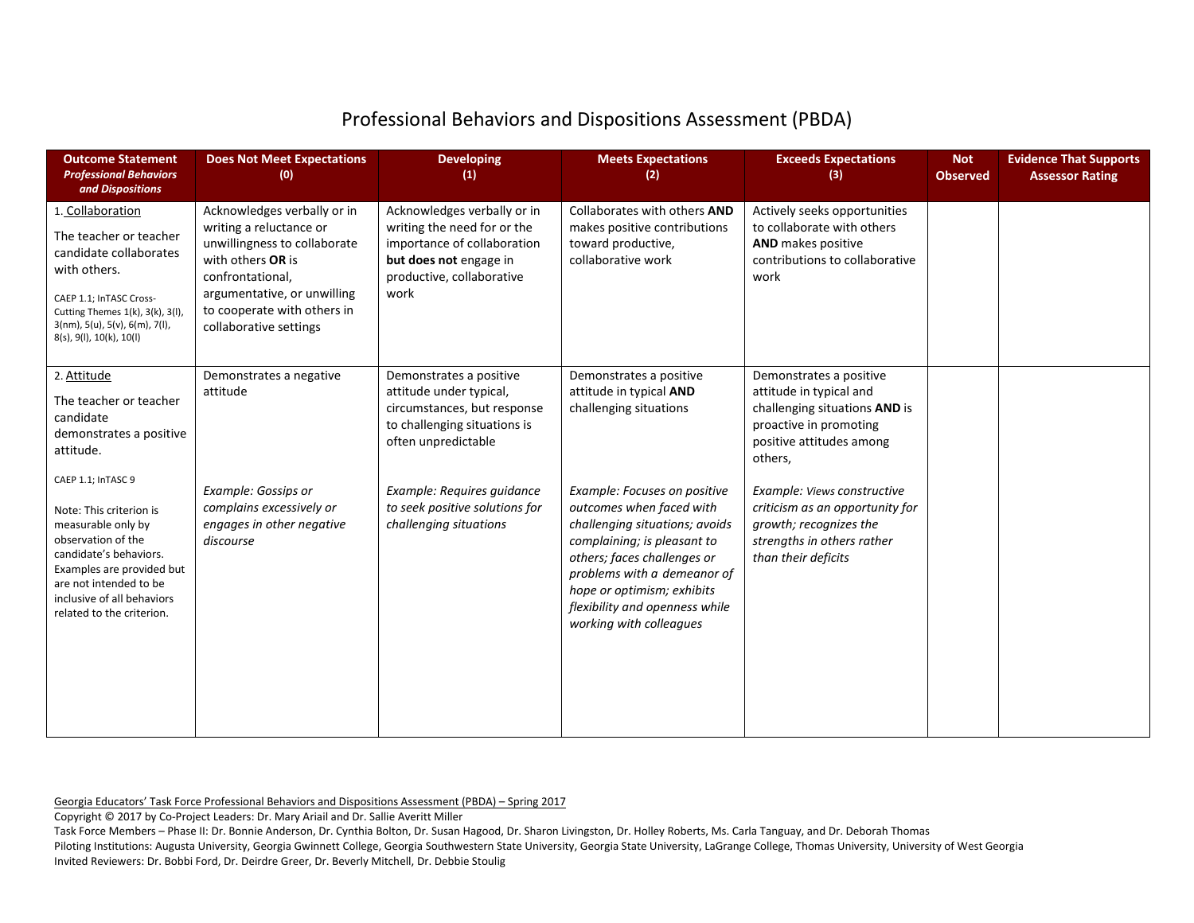# Professional Behaviors and Dispositions Assessment (PBDA)

| Outcome Statement *Professional Behaviors and Dispositions* | Does Not Meet Expectations (0) | Developing (1) | Meets Expectations (2) | Exceeds Expectations (3) | Not Observed | Evidence That Supports Assessor Rating |
|---|---|---|---|---|---|---|
| 1. Collaboration<br><br>The teacher or teacher candidate collaborates with others.<br><br>CAEP 1.1; InTASC Cross-Cutting Themes 1(k), 3(k), 3(l), 3(nm), 5(u), 5(v), 6(m), 7(l), 8(s), 9(l), 10(k), 10(l) | Acknowledges verbally or in writing a reluctance or unwillingness to collaborate with others **OR** is confrontational, argumentative, or unwilling to cooperate with others in collaborative settings | Acknowledges verbally or in writing the need for or the importance of collaboration **but does not** engage in productive, collaborative work | Collaborates with others **AND** makes positive contributions toward productive, collaborative work | Actively seeks opportunities to collaborate with others **AND** makes positive contributions to collaborative work | | |
| 2. Attitude<br><br>The teacher or teacher candidate demonstrates a positive attitude.<br><br>CAEP 1.1; InTASC 9<br><br>Note: This criterion is measurable only by observation of the candidate's behaviors. Examples are provided but are not intended to be inclusive of all behaviors related to the criterion. | Demonstrates a negative attitude<br><br>*Example: Gossips or complains excessively or engages in other negative discourse* | Demonstrates a positive attitude under typical, circumstances, but response to challenging situations is often unpredictable<br><br>*Example: Requires guidance to seek positive solutions for challenging situations* | Demonstrates a positive attitude in typical **AND** challenging situations<br><br>*Example: Focuses on positive outcomes when faced with challenging situations; avoids complaining; is pleasant to others; faces challenges or problems with a demeanor of hope or optimism; exhibits flexibility and openness while working with colleagues* | Demonstrates a positive attitude in typical and challenging situations **AND** is proactive in promoting positive attitudes among others,<br><br>*Example: Views constructive criticism as an opportunity for growth; recognizes the strengths in others rather than their deficits* | | |

Georgia Educators' Task Force Professional Behaviors and Dispositions Assessment (PBDA) – Spring 2017
Copyright © 2017 by Co-Project Leaders: Dr. Mary Ariail and Dr. Sallie Averitt Miller
Task Force Members – Phase II: Dr. Bonnie Anderson, Dr. Cynthia Bolton, Dr. Susan Hagood, Dr. Sharon Livingston, Dr. Holley Roberts, Ms. Carla Tanguay, and Dr. Deborah Thomas
Piloting Institutions: Augusta University, Georgia Gwinnett College, Georgia Southwestern State University, Georgia State University, LaGrange College, Thomas University, University of West Georgia
Invited Reviewers: Dr. Bobbi Ford, Dr. Deirdre Greer, Dr. Beverly Mitchell, Dr. Debbie Stoulig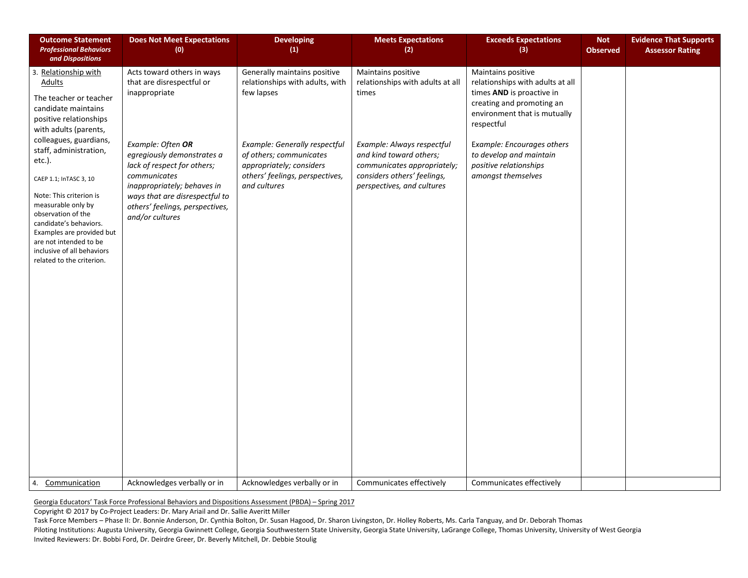| Outcome Statement *Professional Behaviors and Dispositions* | Does Not Meet Expectations (0) | Developing (1) | Meets Expectations (2) | Exceeds Expectations (3) | Not Observed | Evidence That Supports Assessor Rating |
|---|---|---|---|---|---|---|
| 3. Relationship with Adults<br><br>The teacher or teacher candidate maintains positive relationships with adults (parents, colleagues, guardians, staff, administration, etc.).<br><br>CAEP 1.1; InTASC 3, 10<br><br>Note: This criterion is measurable only by observation of the candidate's behaviors. Examples are provided but are not intended to be inclusive of all behaviors related to the criterion. | Acts toward others in ways that are disrespectful or inappropriate<br><br>*Example: Often **OR** egregiously demonstrates a lack of respect for others; communicates inappropriately; behaves in ways that are disrespectful to others' feelings, perspectives, and/or cultures* | Generally maintains positive relationships with adults, with few lapses<br><br>*Example: Generally respectful of others; communicates appropriately; considers others' feelings, perspectives, and cultures* | Maintains positive relationships with adults at all times<br><br>*Example: Always respectful and kind toward others; communicates appropriately; considers others' feelings, perspectives, and cultures* | Maintains positive relationships with adults at all times **AND** is proactive in creating and promoting an environment that is mutually respectful<br><br>*Example: Encourages others to develop and maintain positive relationships amongst themselves* | | |
| 4. Communication | Acknowledges verbally or in | Acknowledges verbally or in | Communicates effectively | Communicates effectively | | |

Georgia Educators' Task Force Professional Behaviors and Dispositions Assessment (PBDA) – Spring 2017
Copyright © 2017 by Co-Project Leaders: Dr. Mary Ariail and Dr. Sallie Averitt Miller
Task Force Members – Phase II: Dr. Bonnie Anderson, Dr. Cynthia Bolton, Dr. Susan Hagood, Dr. Sharon Livingston, Dr. Holley Roberts, Ms. Carla Tanguay, and Dr. Deborah Thomas
Piloting Institutions: Augusta University, Georgia Gwinnett College, Georgia Southwestern State University, Georgia State University, LaGrange College, Thomas University, University of West Georgia
Invited Reviewers: Dr. Bobbi Ford, Dr. Deirdre Greer, Dr. Beverly Mitchell, Dr. Debbie Stoulig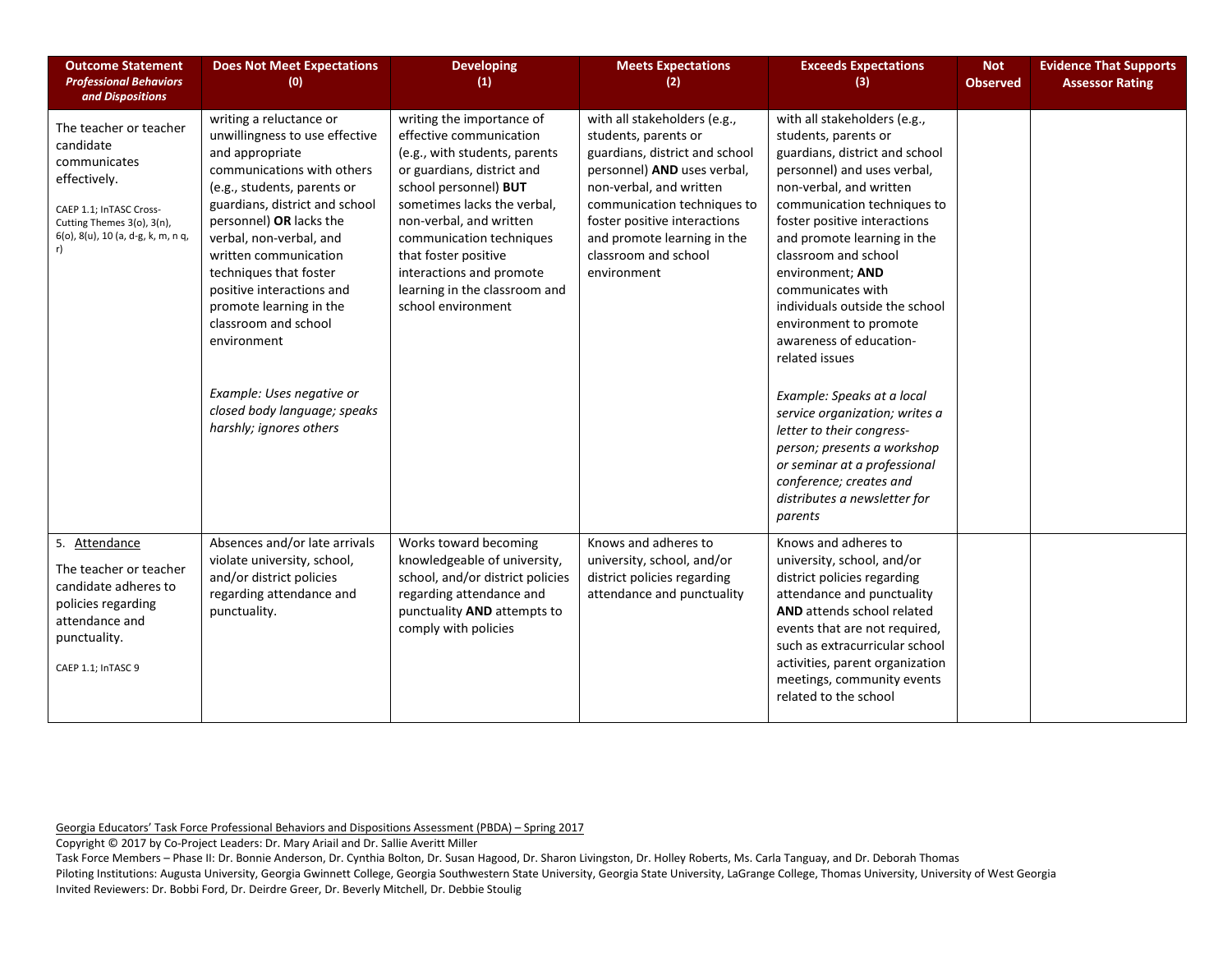| Outcome Statement *Professional Behaviors and Dispositions* | Does Not Meet Expectations (0) | Developing (1) | Meets Expectations (2) | Exceeds Expectations (3) | Not Observed | Evidence That Supports Assessor Rating |
|---|---|---|---|---|---|---|
| The teacher or teacher candidate communicates effectively.<br><br>CAEP 1.1; InTASC Cross-Cutting Themes 3(o), 3(n), 6(o), 8(u), 10 (a, d-g, k, m, n q, r) | writing a reluctance or unwillingness to use effective and appropriate communications with others (e.g., students, parents or guardians, district and school personnel) **OR** lacks the verbal, non-verbal, and written communication techniques that foster positive interactions and promote learning in the classroom and school environment<br><br>*Example: Uses negative or closed body language; speaks harshly; ignores others* | writing the importance of effective communication (e.g., with students, parents or guardians, district and school personnel) **BUT** sometimes lacks the verbal, non-verbal, and written communication techniques that foster positive interactions and promote learning in the classroom and school environment | with all stakeholders (e.g., students, parents or guardians, district and school personnel) **AND** uses verbal, non-verbal, and written communication techniques to foster positive interactions and promote learning in the classroom and school environment | with all stakeholders (e.g., students, parents or guardians, district and school personnel) and uses verbal, non-verbal, and written communication techniques to foster positive interactions and promote learning in the classroom and school environment; **AND** communicates with individuals outside the school environment to promote awareness of education-related issues<br><br>*Example: Speaks at a local service organization; writes a letter to their congress-person; presents a workshop or seminar at a professional conference; creates and distributes a newsletter for parents* | | |
| 5. Attendance<br><br>The teacher or teacher candidate adheres to policies regarding attendance and punctuality.<br><br>CAEP 1.1; InTASC 9 | Absences and/or late arrivals violate university, school, and/or district policies regarding attendance and punctuality. | Works toward becoming knowledgeable of university, school, and/or district policies regarding attendance and punctuality **AND** attempts to comply with policies | Knows and adheres to university, school, and/or district policies regarding attendance and punctuality | Knows and adheres to university, school, and/or district policies regarding attendance and punctuality **AND** attends school related events that are not required, such as extracurricular school activities, parent organization meetings, community events related to the school | | |

Georgia Educators' Task Force Professional Behaviors and Dispositions Assessment (PBDA) – Spring 2017
Copyright © 2017 by Co-Project Leaders: Dr. Mary Ariail and Dr. Sallie Averitt Miller
Task Force Members – Phase II: Dr. Bonnie Anderson, Dr. Cynthia Bolton, Dr. Susan Hagood, Dr. Sharon Livingston, Dr. Holley Roberts, Ms. Carla Tanguay, and Dr. Deborah Thomas
Piloting Institutions: Augusta University, Georgia Gwinnett College, Georgia Southwestern State University, Georgia State University, LaGrange College, Thomas University, University of West Georgia
Invited Reviewers: Dr. Bobbi Ford, Dr. Deirdre Greer, Dr. Beverly Mitchell, Dr. Debbie Stoulig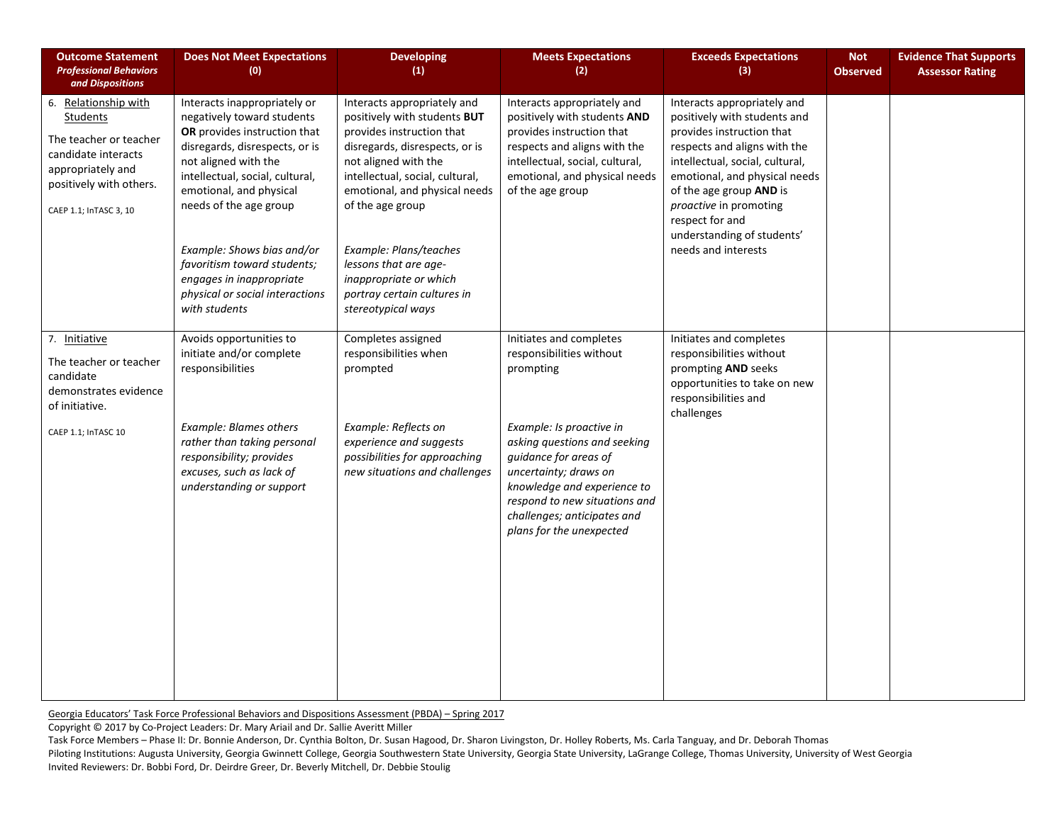| **Outcome Statement** *Professional Behaviors and Dispositions* | **Does Not Meet Expectations (0)** | **Developing (1)** | **Meets Expectations (2)** | **Exceeds Expectations (3)** | **Not Observed** | **Evidence That Supports Assessor Rating** |
|---|---|---|---|---|---|---|
| 6. Relationship with Students<br><br>The teacher or teacher candidate interacts appropriately and positively with others.<br><br>CAEP 1.1; InTASC 3, 10 | Interacts inappropriately or negatively toward students **OR** provides instruction that disregards, disrespects, or is not aligned with the intellectual, social, cultural, emotional, and physical needs of the age group<br><br>*Example: Shows bias and/or favoritism toward students; engages in inappropriate physical or social interactions with students* | Interacts appropriately and positively with students **BUT** provides instruction that disregards, disrespects, or is not aligned with the intellectual, social, cultural, emotional, and physical needs of the age group<br><br>*Example: Plans/teaches lessons that are age-inappropriate or which portray certain cultures in stereotypical ways* | Interacts appropriately and positively with students **AND** provides instruction that respects and aligns with the intellectual, social, cultural, emotional, and physical needs of the age group | Interacts appropriately and positively with students and provides instruction that respects and aligns with the intellectual, social, cultural, emotional, and physical needs of the age group **AND** is *proactive* in promoting respect for and understanding of students' needs and interests | | |
| 7. Initiative<br><br>The teacher or teacher candidate demonstrates evidence of initiative.<br><br>CAEP 1.1; InTASC 10 | Avoids opportunities to initiate and/or complete responsibilities<br><br>*Example: Blames others rather than taking personal responsibility; provides excuses, such as lack of understanding or support* | Completes assigned responsibilities when prompted<br><br>*Example: Reflects on experience and suggests possibilities for approaching new situations and challenges* | Initiates and completes responsibilities without prompting<br><br>*Example: Is proactive in asking questions and seeking guidance for areas of uncertainty; draws on knowledge and experience to respond to new situations and challenges; anticipates and plans for the unexpected* | Initiates and completes responsibilities without prompting **AND** seeks opportunities to take on new responsibilities and challenges | | |

Georgia Educators' Task Force Professional Behaviors and Dispositions Assessment (PBDA) – Spring 2017
Copyright © 2017 by Co-Project Leaders: Dr. Mary Ariail and Dr. Sallie Averitt Miller
Task Force Members – Phase II: Dr. Bonnie Anderson, Dr. Cynthia Bolton, Dr. Susan Hagood, Dr. Sharon Livingston, Dr. Holley Roberts, Ms. Carla Tanguay, and Dr. Deborah Thomas
Piloting Institutions: Augusta University, Georgia Gwinnett College, Georgia Southwestern State University, Georgia State University, LaGrange College, Thomas University, University of West Georgia
Invited Reviewers: Dr. Bobbi Ford, Dr. Deirdre Greer, Dr. Beverly Mitchell, Dr. Debbie Stoulig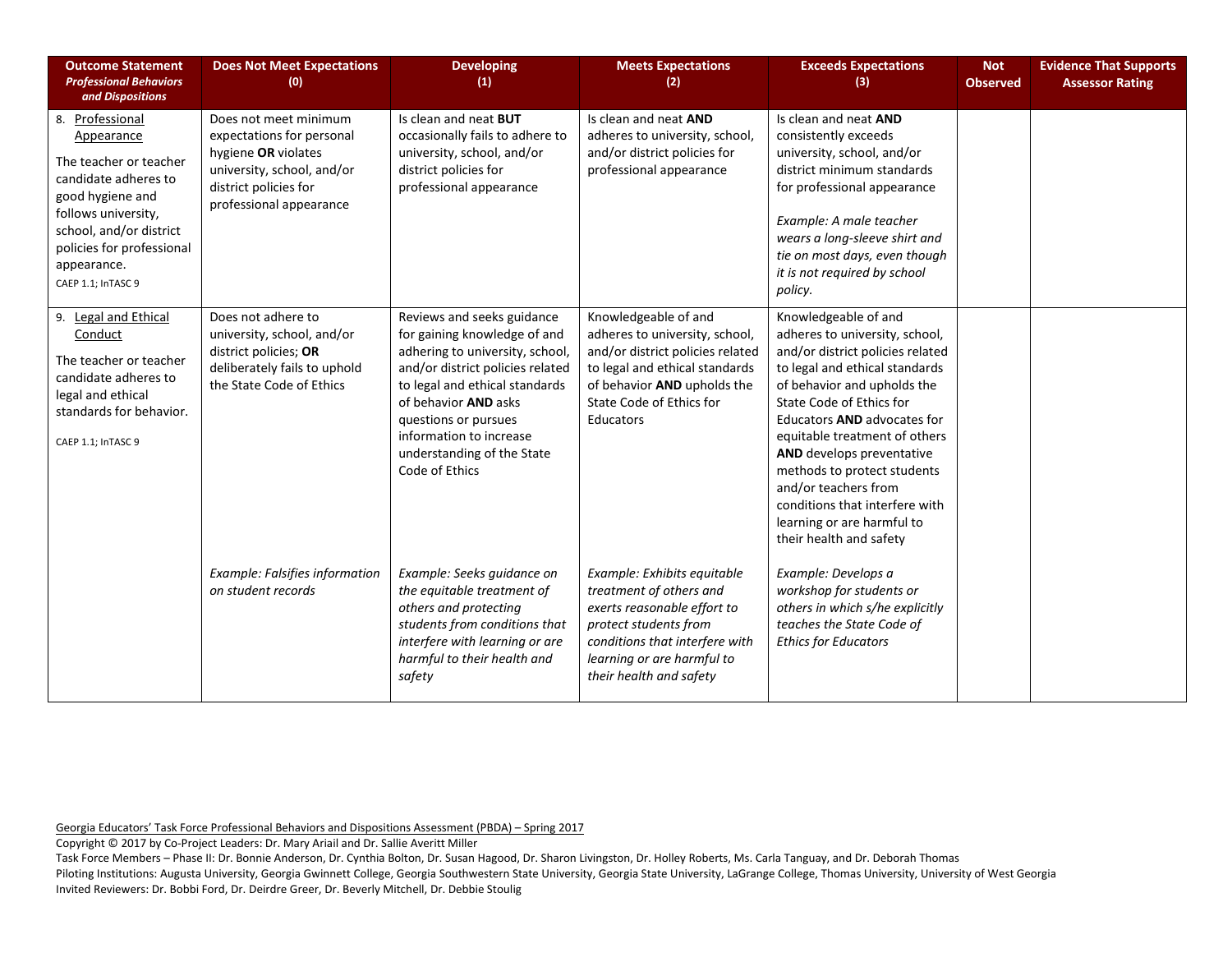| **Outcome Statement** ***Professional Behaviors and Dispositions*** | **Does Not Meet Expectations (0)** | **Developing (1)** | **Meets Expectations (2)** | **Exceeds Expectations (3)** | **Not Observed** | **Evidence That Supports Assessor Rating** |
|---|---|---|---|---|---|---|
| 8. Professional Appearance<br><br>The teacher or teacher candidate adheres to good hygiene and follows university, school, and/or district policies for professional appearance.<br><br>CAEP 1.1; InTASC 9 | Does not meet minimum expectations for personal hygiene **OR** violates university, school, and/or district policies for professional appearance | Is clean and neat **BUT** occasionally fails to adhere to university, school, and/or district policies for professional appearance | Is clean and neat **AND** adheres to university, school, and/or district policies for professional appearance | Is clean and neat **AND** consistently exceeds university, school, and/or district minimum standards for professional appearance<br><br>*Example: A male teacher wears a long-sleeve shirt and tie on most days, even though it is not required by school policy.* | | |
| 9. Legal and Ethical Conduct<br><br>The teacher or teacher candidate adheres to legal and ethical standards for behavior.<br><br>CAEP 1.1; InTASC 9 | Does not adhere to university, school, and/or district policies; **OR** deliberately fails to uphold the State Code of Ethics<br><br>*Example: Falsifies information on student records* | Reviews and seeks guidance for gaining knowledge of and adhering to university, school, and/or district policies related to legal and ethical standards of behavior **AND** asks questions or pursues information to increase understanding of the State Code of Ethics<br><br>*Example: Seeks guidance on the equitable treatment of others and protecting students from conditions that interfere with learning or are harmful to their health and safety* | Knowledgeable of and adheres to university, school, and/or district policies related to legal and ethical standards of behavior **AND** upholds the State Code of Ethics for Educators<br><br>*Example: Exhibits equitable treatment of others and exerts reasonable effort to protect students from conditions that interfere with learning or are harmful to their health and safety* | Knowledgeable of and adheres to university, school, and/or district policies related to legal and ethical standards of behavior and upholds the State Code of Ethics for Educators **AND** advocates for equitable treatment of others **AND** develops preventative methods to protect students and/or teachers from conditions that interfere with learning or are harmful to their health and safety<br><br>*Example: Develops a workshop for students or others in which s/he explicitly teaches the State Code of Ethics for Educators* | | |

Georgia Educators' Task Force Professional Behaviors and Dispositions Assessment (PBDA) – Spring 2017
Copyright © 2017 by Co-Project Leaders: Dr. Mary Ariail and Dr. Sallie Averitt Miller
Task Force Members – Phase II: Dr. Bonnie Anderson, Dr. Cynthia Bolton, Dr. Susan Hagood, Dr. Sharon Livingston, Dr. Holley Roberts, Ms. Carla Tanguay, and Dr. Deborah Thomas
Piloting Institutions: Augusta University, Georgia Gwinnett College, Georgia Southwestern State University, Georgia State University, LaGrange College, Thomas University, University of West Georgia
Invited Reviewers: Dr. Bobbi Ford, Dr. Deirdre Greer, Dr. Beverly Mitchell, Dr. Debbie Stoulig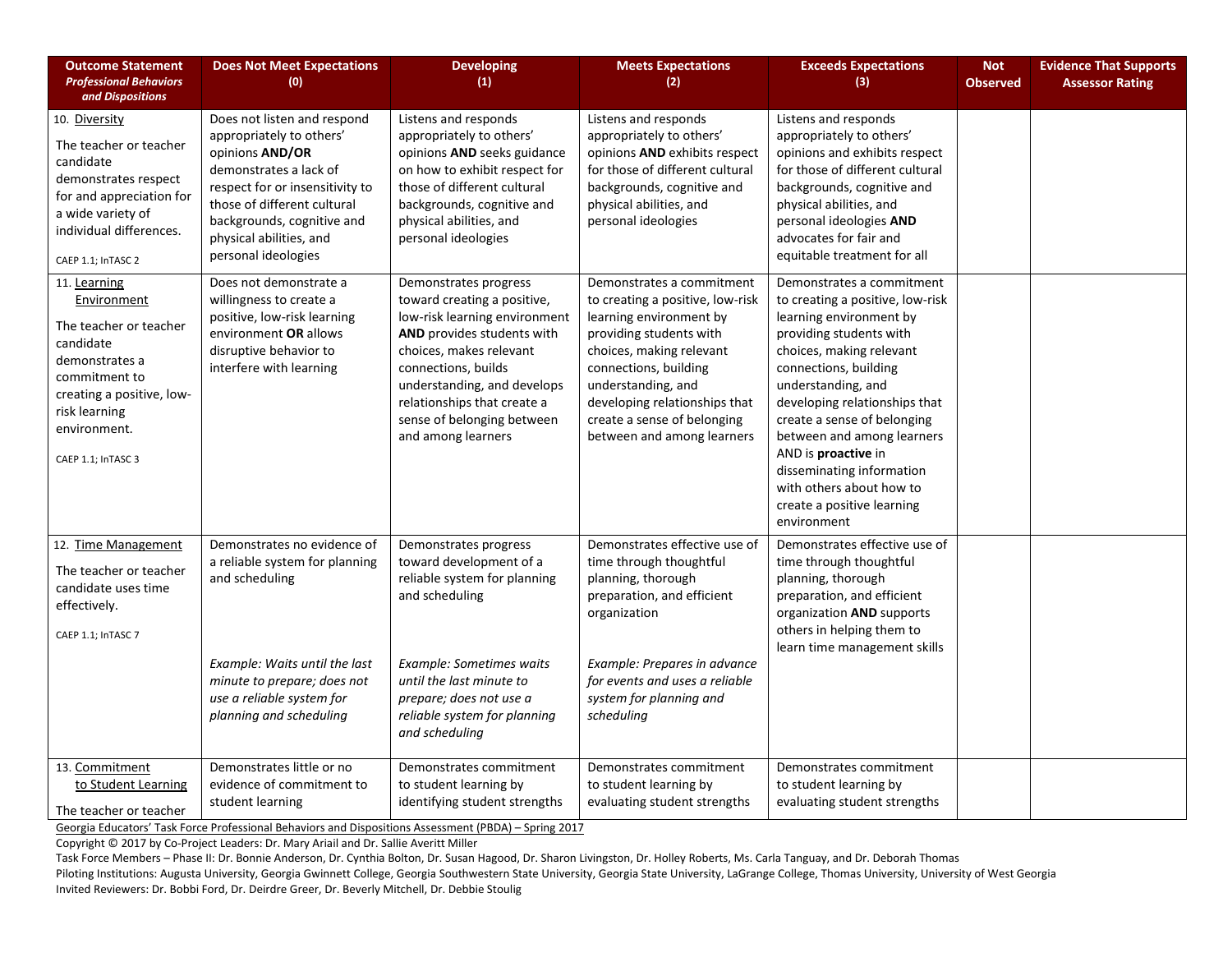| Outcome Statement *Professional Behaviors and Dispositions* | Does Not Meet Expectations (0) | Developing (1) | Meets Expectations (2) | Exceeds Expectations (3) | Not Observed | Evidence That Supports Assessor Rating |
|---|---|---|---|---|---|---|
| 10. Diversity<br>The teacher or teacher candidate demonstrates respect for and appreciation for a wide variety of individual differences.<br>CAEP 1.1; InTASC 2 | Does not listen and respond appropriately to others' opinions **AND/OR** demonstrates a lack of respect for or insensitivity to those of different cultural backgrounds, cognitive and physical abilities, and personal ideologies | Listens and responds appropriately to others' opinions **AND** seeks guidance on how to exhibit respect for those of different cultural backgrounds, cognitive and physical abilities, and personal ideologies | Listens and responds appropriately to others' opinions **AND** exhibits respect for those of different cultural backgrounds, cognitive and physical abilities, and personal ideologies | Listens and responds appropriately to others' opinions and exhibits respect for those of different cultural backgrounds, cognitive and physical abilities, and personal ideologies **AND** advocates for fair and equitable treatment for all | | |
| 11. Learning Environment<br>The teacher or teacher candidate demonstrates a commitment to creating a positive, low-risk learning environment.<br>CAEP 1.1; InTASC 3 | Does not demonstrate a willingness to create a positive, low-risk learning environment **OR** allows disruptive behavior to interfere with learning | Demonstrates progress toward creating a positive, low-risk learning environment **AND** provides students with choices, makes relevant connections, builds understanding, and develops relationships that create a sense of belonging between and among learners | Demonstrates a commitment to creating a positive, low-risk learning environment by providing students with choices, making relevant connections, building understanding, and developing relationships that create a sense of belonging between and among learners | Demonstrates a commitment to creating a positive, low-risk learning environment by providing students with choices, making relevant connections, building understanding, and developing relationships that create a sense of belonging between and among learners AND is **proactive** in disseminating information with others about how to create a positive learning environment | | |
| 12. Time Management<br>The teacher or teacher candidate uses time effectively.<br>CAEP 1.1; InTASC 7 | Demonstrates no evidence of a reliable system for planning and scheduling<br><br>*Example: Waits until the last minute to prepare; does not use a reliable system for planning and scheduling* | Demonstrates progress toward development of a reliable system for planning and scheduling<br><br>*Example: Sometimes waits until the last minute to prepare; does not use a reliable system for planning and scheduling* | Demonstrates effective use of time through thoughtful planning, thorough preparation, and efficient organization<br><br>*Example: Prepares in advance for events and uses a reliable system for planning and scheduling* | Demonstrates effective use of time through thoughtful planning, thorough preparation, and efficient organization **AND** supports others in helping them to learn time management skills | | |
| 13. Commitment to Student Learning<br>The teacher or teacher | Demonstrates little or no evidence of commitment to student learning | Demonstrates commitment to student learning by identifying student strengths | Demonstrates commitment to student learning by evaluating student strengths | Demonstrates commitment to student learning by evaluating student strengths | | |

Georgia Educators' Task Force Professional Behaviors and Dispositions Assessment (PBDA) – Spring 2017
Copyright © 2017 by Co-Project Leaders: Dr. Mary Ariail and Dr. Sallie Averitt Miller
Task Force Members – Phase II: Dr. Bonnie Anderson, Dr. Cynthia Bolton, Dr. Susan Hagood, Dr. Sharon Livingston, Dr. Holley Roberts, Ms. Carla Tanguay, and Dr. Deborah Thomas
Piloting Institutions: Augusta University, Georgia Gwinnett College, Georgia Southwestern State University, Georgia State University, LaGrange College, Thomas University, University of West Georgia
Invited Reviewers: Dr. Bobbi Ford, Dr. Deirdre Greer, Dr. Beverly Mitchell, Dr. Debbie Stoulig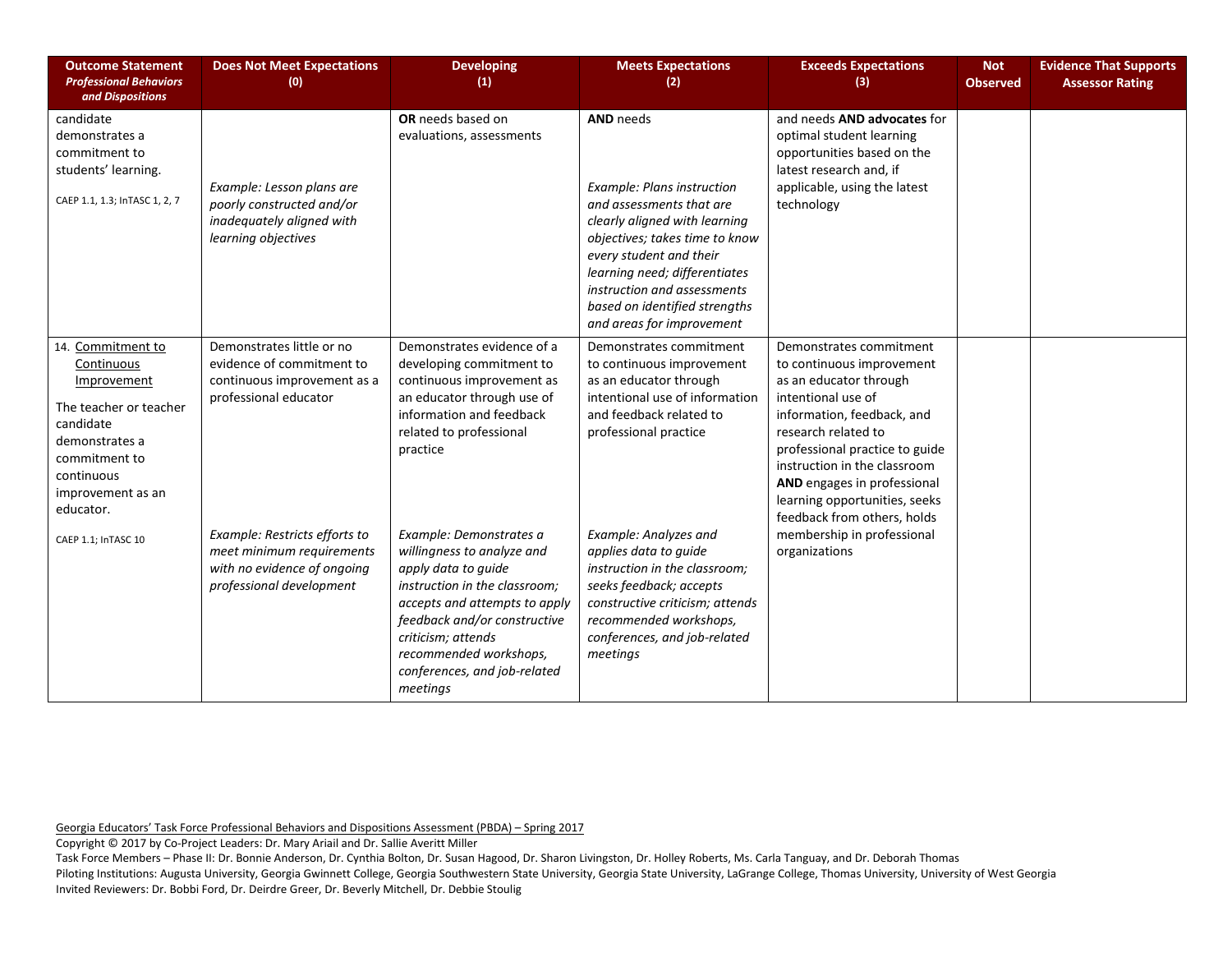| Outcome Statement *Professional Behaviors and Dispositions* | Does Not Meet Expectations (0) | Developing (1) | Meets Expectations (2) | Exceeds Expectations (3) | Not Observed | Evidence That Supports Assessor Rating |
|---|---|---|---|---|---|---|
| candidate demonstrates a commitment to students' learning.<br><br>CAEP 1.1, 1.3; InTASC 1, 2, 7 | *Example: Lesson plans are poorly constructed and/or inadequately aligned with learning objectives* | **OR** needs based on evaluations, assessments | **AND** needs<br><br>*Example: Plans instruction and assessments that are clearly aligned with learning objectives; takes time to know every student and their learning need; differentiates instruction and assessments based on identified strengths and areas for improvement* | and needs **AND advocates** for optimal student learning opportunities based on the latest research and, if applicable, using the latest technology | | |
| 14. Commitment to Continuous Improvement<br><br>The teacher or teacher candidate demonstrates a commitment to continuous improvement as an educator.<br><br>CAEP 1.1; InTASC 10 | Demonstrates little or no evidence of commitment to continuous improvement as a professional educator<br><br>*Example: Restricts efforts to meet minimum requirements with no evidence of ongoing professional development* | Demonstrates evidence of a developing commitment to continuous improvement as an educator through use of information and feedback related to professional practice<br><br>*Example: Demonstrates a willingness to analyze and apply data to guide instruction in the classroom; accepts and attempts to apply feedback and/or constructive criticism; attends recommended workshops, conferences, and job-related meetings* | Demonstrates commitment to continuous improvement as an educator through intentional use of information and feedback related to professional practice<br><br>*Example: Analyzes and applies data to guide instruction in the classroom; seeks feedback; accepts constructive criticism; attends recommended workshops, conferences, and job-related meetings* | Demonstrates commitment to continuous improvement as an educator through intentional use of information, feedback, and research related to professional practice to guide instruction in the classroom **AND** engages in professional learning opportunities, seeks feedback from others, holds membership in professional organizations | | |

Georgia Educators' Task Force Professional Behaviors and Dispositions Assessment (PBDA) – Spring 2017
Copyright © 2017 by Co-Project Leaders: Dr. Mary Ariail and Dr. Sallie Averitt Miller
Task Force Members – Phase II: Dr. Bonnie Anderson, Dr. Cynthia Bolton, Dr. Susan Hagood, Dr. Sharon Livingston, Dr. Holley Roberts, Ms. Carla Tanguay, and Dr. Deborah Thomas
Piloting Institutions: Augusta University, Georgia Gwinnett College, Georgia Southwestern State University, Georgia State University, LaGrange College, Thomas University, University of West Georgia
Invited Reviewers: Dr. Bobbi Ford, Dr. Deirdre Greer, Dr. Beverly Mitchell, Dr. Debbie Stoulig